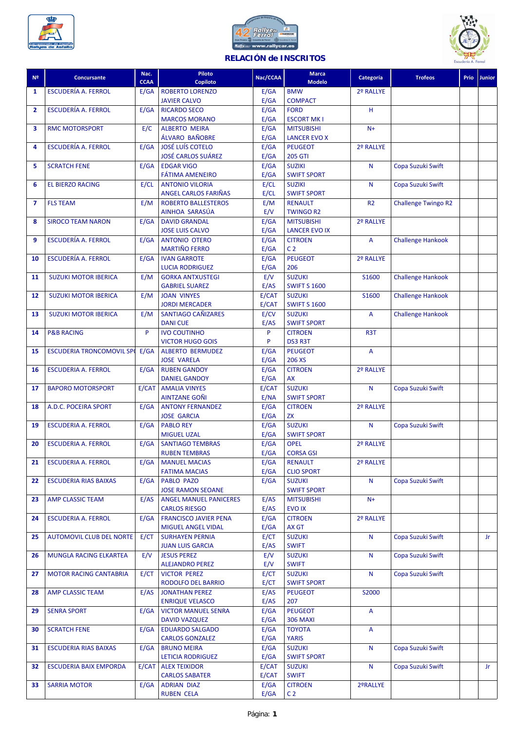## RELACIÓN de INSCRITOS

| Nº | Concursante | Nac. CCAA | Piloto / Copiloto | Nac/CCAA | Marca / Modelo | Categoría | Trofeos | Prio | Junior |
|---|---|---|---|---|---|---|---|---|---|
| 1 | ESCUDERÍA A. FERROL | E/GA | ROBERTO LORENZO<br>JAVIER CALVO | E/GA<br>E/GA | BMW<br>COMPACT | 2º RALLYE | | | |
| 2 | ESCUDERÍA A. FERROL | E/GA | RICARDO SECO<br>MARCOS MORANO | E/GA<br>E/GA | FORD<br>ESCORT MK I | H | | | |
| 3 | RMC MOTORSPORT | E/C | ALBERTO MEIRA<br>ÁLVARO BAÑOBRE | E/GA<br>E/GA | MITSUBISHI<br>LANCER EVO X | N+ | | | |
| 4 | ESCUDERÍA A. FERROL | E/GA | JOSÉ LUÍS COTELO<br>JOSÉ CARLOS SUÁREZ | E/GA<br>E/GA | PEUGEOT<br>205 GTI | 2º RALLYE | | | |
| 5 | SCRATCH FENE | E/GA | EDGAR VIGO<br>FÁTIMA AMENEIRO | E/GA<br>E/GA | SUZIKI<br>SWIFT SPORT | N | Copa Suzuki Swift | | |
| 6 | EL BIERZO RACING | E/CL | ANTONIO VILORIA<br>ANGEL CARLOS FARIÑAS | E/CL<br>E/CL | SUZIKI<br>SWIFT SPORT | N | Copa Suzuki Swift | | |
| 7 | FLS TEAM | E/M | ROBERTO BALLESTEROS<br>AINHOA SARASÚA | E/M<br>E/V | RENAULT<br>TWINGO R2 | R2 | Challenge Twingo R2 | | |
| 8 | SIROCO TEAM NARON | E/GA | DAVID GRANDAL<br>JOSE LUIS CALVO | E/GA<br>E/GA | MITSUBISHI<br>LANCER EVO IX | 2º RALLYE | | | |
| 9 | ESCUDERÍA A. FERROL | E/GA | ANTONIO OTERO<br>MARTIÑO FERRO | E/GA<br>E/GA | CITROEN<br>C 2 | A | Challenge Hankook | | |
| 10 | ESCUDERÍA A. FERROL | E/GA | IVAN GARROTE<br>LUCIA RODRIGUEZ | E/GA<br>E/GA | PEUGEOT<br>206 | 2º RALLYE | | | |
| 11 | SUZUKI MOTOR IBERICA | E/M | GORKA ANTXUSTEGI<br>GABRIEL SUAREZ | E/V<br>E/AS | SUZUKI<br>SWIFT S 1600 | S1600 | Challenge Hankook | | |
| 12 | SUZUKI MOTOR IBERICA | E/M | JOAN VINYES<br>JORDI MERCADER | E/CAT<br>E/CAT | SUZUKI<br>SWIFT S 1600 | S1600 | Challenge Hankook | | |
| 13 | SUZUKI MOTOR IBERICA | E/M | SANTIAGO CAÑIZARES<br>DANI CUE | E/CV<br>E/AS | SUZUKI<br>SWIFT SPORT | A | Challenge Hankook | | |
| 14 | P&B RACING | P | IVO COUTINHO<br>VICTOR HUGO GOIS | P<br>P | CITROEN<br>DS3 R3T | R3T | | | |
| 15 | ESCUDERIA TRONCOMOVIL SP | E/GA | ALBERTO BERMUDEZ<br>JOSE VARELA | E/GA<br>E/GA | PEUGEOT<br>206 XS | A | | | |
| 16 | ESCUDERIA A. FERROL | E/GA | RUBEN GANDOY<br>DANIEL GANDOY | E/GA<br>E/GA | CITROEN<br>AX | 2º RALLYE | | | |
| 17 | BAPORO MOTORSPORT | E/CAT | AMALIA VINYES<br>AINTZANE GOÑI | E/CAT<br>E/NA | SUZUKI<br>SWIFT SPORT | N | Copa Suzuki Swift | | |
| 18 | A.D.C. POCEIRA SPORT | E/GA | ANTONY FERNANDEZ<br>JOSE GARCIA | E/GA<br>E/GA | CITROEN<br>ZX | 2º RALLYE | | | |
| 19 | ESCUDERIA A. FERROL | E/GA | PABLO REY<br>MIGUEL UZAL | E/GA<br>E/GA | SUZUKI<br>SWIFT SPORT | N | Copa Suzuki Swift | | |
| 20 | ESCUDERIA A. FERROL | E/GA | SANTIAGO TEMBRAS<br>RUBEN TEMBRAS | E/GA<br>E/GA | OPEL<br>CORSA GSI | 2º RALLYE | | | |
| 21 | ESCUDERIA A. FERROL | E/GA | MANUEL MACIAS<br>FATIMA MACIAS | E/GA<br>E/GA | RENAULT<br>CLIO SPORT | 2º RALLYE | | | |
| 22 | ESCUDERIA RIAS BAIXAS | E/GA | PABLO PAZO<br>JOSE RAMON SEOANE | E/GA | SUZUKI<br>SWIFT SPORT | N | Copa Suzuki Swift | | |
| 23 | AMP CLASSIC TEAM | E/AS | ANGEL MANUEL PANICERES<br>CARLOS RIESGO | E/AS<br>E/AS | MITSUBISHI<br>EVO IX | N+ | | | |
| 24 | ESCUDERIA A. FERROL | E/GA | FRANCISCO JAVIER PENA<br>MIGUEL ANGEL VIDAL | E/GA<br>E/GA | CITROEN<br>AX GT | 2º RALLYE | | | |
| 25 | AUTOMOVIL CLUB DEL NORTE | E/CT | SURHAYEN PERNIA<br>JUAN LUIS GARCIA | E/CT<br>E/AS | SUZUKI<br>SWIFT | N | Copa Suzuki Swift | | Jr |
| 26 | MUNGLA RACING ELKARTEA | E/V | JESUS PEREZ<br>ALEJANDRO PEREZ | E/V<br>E/V | SUZUKI<br>SWIFT | N | Copa Suzuki Swift | | |
| 27 | MOTOR RACING CANTABRIA | E/CT | VICTOR PEREZ<br>RODOLFO DEL BARRIO | E/CT<br>E/CT | SUZUKI<br>SWIFT SPORT | N | Copa Suzuki Swift | | |
| 28 | AMP CLASSIC TEAM | E/AS | JONATHAN PEREZ<br>ENRIQUE VELASCO | E/AS<br>E/AS | PEUGEOT<br>207 | S2000 | | | |
| 29 | SENRA SPORT | E/GA | VICTOR MANUEL SENRA<br>DAVID VAZQUEZ | E/GA<br>E/GA | PEUGEOT<br>306 MAXI | A | | | |
| 30 | SCRATCH FENE | E/GA | EDUARDO SALGADO<br>CARLOS GONZALEZ | E/GA<br>E/GA | TOYOTA<br>YARIS | A | | | |
| 31 | ESCUDERIA RIAS BAIXAS | E/GA | BRUNO MEIRA<br>LETICIA RODRIGUEZ | E/GA<br>E/GA | SUZUKI<br>SWIFT SPORT | N | Copa Suzuki Swift | | |
| 32 | ESCUDERIA BAIX EMPORDA | E/CAT | ALEX TEIXIDOR<br>CARLOS SABATER | E/CAT<br>E/CAT | SUZUKI<br>SWIFT | N | Copa Suzuki Swift | | Jr |
| 33 | SARRIA MOTOR | E/GA | ADRIAN DIAZ<br>RUBEN CELA | E/GA<br>E/GA | CITROEN<br>C 2 | 2ºRALLYE | | | |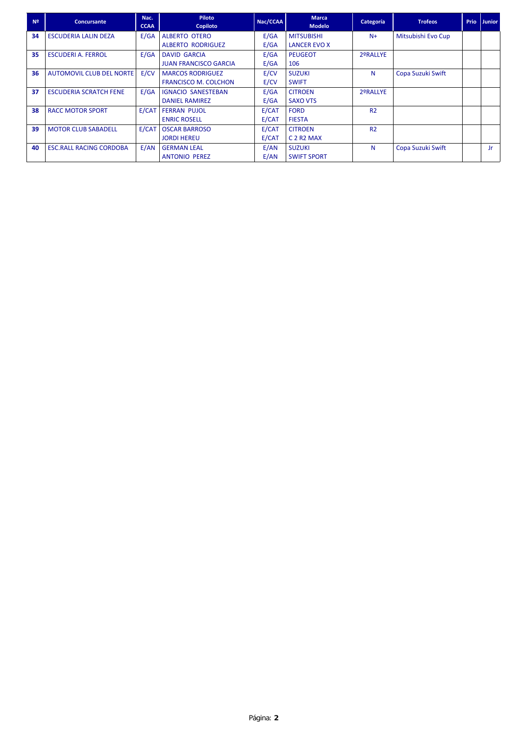| Nº | Concursante | Nac. CCAA | Piloto Copiloto | Nac/CCAA | Marca Modelo | Categoría | Trofeos | Prio | Junior |
|---|---|---|---|---|---|---|---|---|---|
| 34 | ESCUDERIA LALIN DEZA | E/GA | ALBERTO OTERO<br>ALBERTO RODRIGUEZ | E/GA<br>E/GA | MITSUBISHI<br>LANCER EVO X | N+ | Mitsubishi Evo Cup | | |
| 35 | ESCUDERI A. FERROL | E/GA | DAVID GARCIA<br>JUAN FRANCISCO GARCIA | E/GA<br>E/GA | PEUGEOT<br>106 | 2ºRALLYE | | | |
| 36 | AUTOMOVIL CLUB DEL NORTE | E/CV | MARCOS RODRIGUEZ<br>FRANCISCO M. COLCHON | E/CV<br>E/CV | SUZUKI<br>SWIFT | N | Copa Suzuki Swift | | |
| 37 | ESCUDERIA SCRATCH FENE | E/GA | IGNACIO SANESTEBAN<br>DANIEL RAMIREZ | E/GA<br>E/GA | CITROEN<br>SAXO VTS | 2ºRALLYE | | | |
| 38 | RACC MOTOR SPORT | E/CAT | FERRAN PUJOL<br>ENRIC ROSELL | E/CAT<br>E/CAT | FORD<br>FIESTA | R2 | | | |
| 39 | MOTOR CLUB SABADELL | E/CAT | OSCAR BARROSO<br>JORDI HEREU | E/CAT<br>E/CAT | CITROEN<br>C 2 R2 MAX | R2 | | | |
| 40 | ESC.RALL RACING CORDOBA | E/AN | GERMAN LEAL<br>ANTONIO PEREZ | E/AN<br>E/AN | SUZUKI<br>SWIFT SPORT | N | Copa Suzuki Swift | | Jr |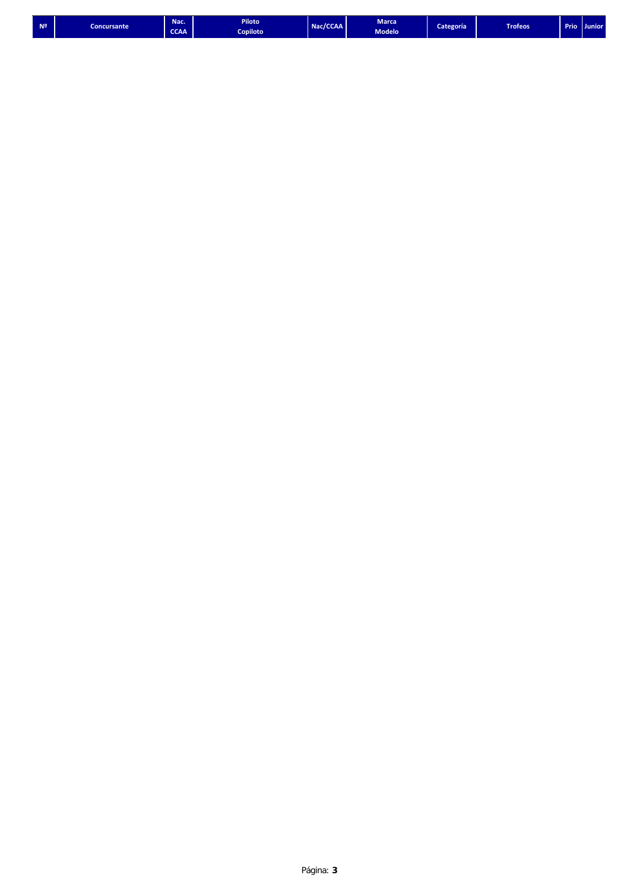| Nº | Concursante | Nac. CCAA | Piloto Copiloto | Nac/CCAA | Marca Modelo | Categoría | Trofeos | Prio | Junior |
|---|---|---|---|---|---|---|---|---|---|